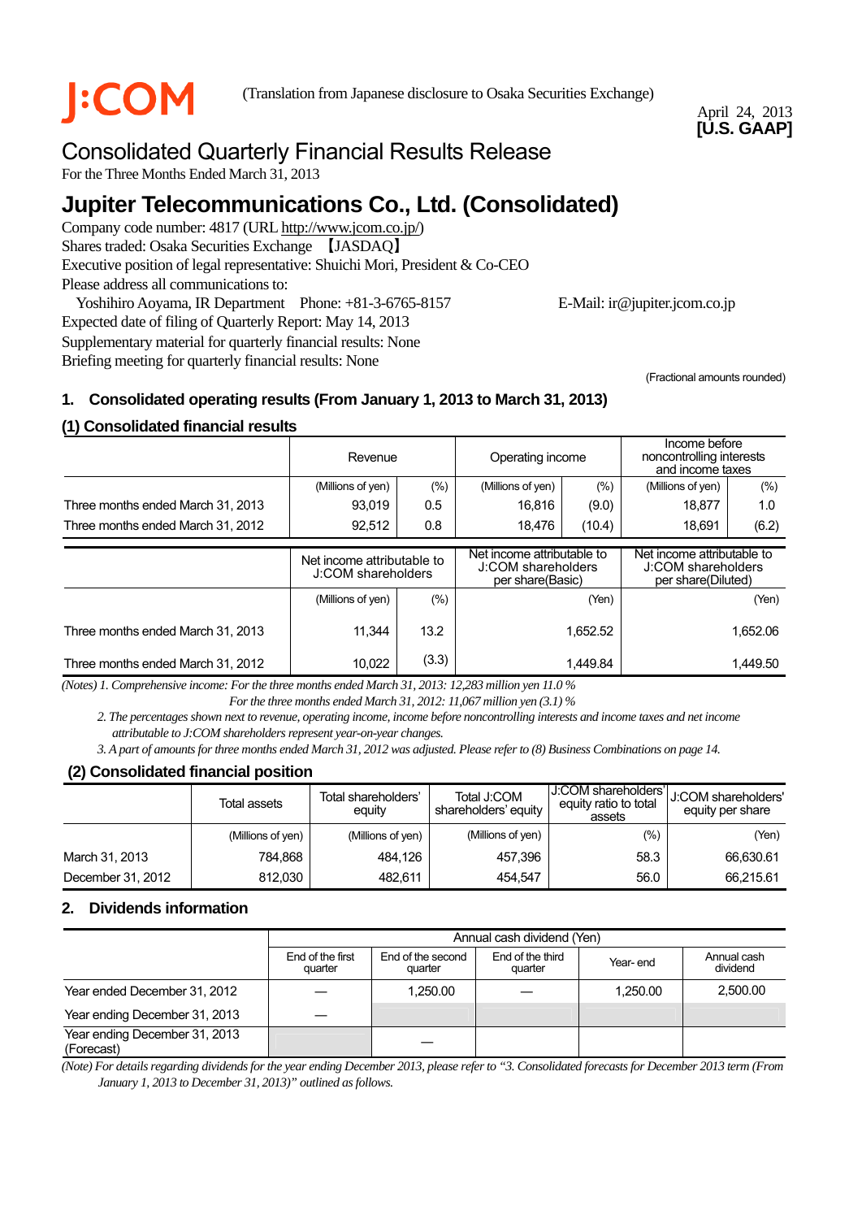J:COM

(Translation from Japanese disclosure to Osaka Securities Exchange)

April 24, 2013
**[U.S. GAAP]**

# Consolidated Quarterly Financial Results Release

For the Three Months Ended March 31, 2013

# Jupiter Telecommunications Co., Ltd. (Consolidated)

Company code number: 4817 (URL http://www.jcom.co.jp/)
Shares traded: Osaka Securities Exchange 【JASDAQ】
Executive position of legal representative: Shuichi Mori, President & Co-CEO
Please address all communications to:
Yoshihiro Aoyama, IR Department Phone: +81-3-6765-8157 E-Mail: ir@jupiter.jcom.co.jp
Expected date of filing of Quarterly Report: May 14, 2013
Supplementary material for quarterly financial results: None
Briefing meeting for quarterly financial results: None

(Fractional amounts rounded)

## 1. Consolidated operating results (From January 1, 2013 to March 31, 2013)

### (1) Consolidated financial results

| | Revenue | | Operating income | | Income before noncontrolling interests and income taxes | |
|---|---|---|---|---|---|---|
| | (Millions of yen) | (%) | (Millions of yen) | (%) | (Millions of yen) | (%) |
| Three months ended March 31, 2013 | 93,019 | 0.5 | 16,816 | (9.0) | 18,877 | 1.0 |
| Three months ended March 31, 2012 | 92,512 | 0.8 | 18,476 | (10.4) | 18,691 | (6.2) |

| | Net income attributable to J:COM shareholders | | Net income attributable to J:COM shareholders per share(Basic) | Net income attributable to J:COM shareholders per share(Diluted) |
|---|---|---|---|---|
| | (Millions of yen) | (%) | (Yen) | (Yen) |
| Three months ended March 31, 2013 | 11,344 | 13.2 | 1,652.52 | 1,652.06 |
| Three months ended March 31, 2012 | 10,022 | (3.3) | 1,449.84 | 1,449.50 |

*(Notes) 1. Comprehensive income: For the three months ended March 31, 2013: 12,283 million yen 11.0 %*
*For the three months ended March 31, 2012: 11,067 million yen (3.1) %*
*2. The percentages shown next to revenue, operating income, income before noncontrolling interests and income taxes and net income attributable to J:COM shareholders represent year-on-year changes.*
*3. A part of amounts for three months ended March 31, 2012 was adjusted. Please refer to (8) Business Combinations on page 14.*

### (2) Consolidated financial position

| | Total assets | Total shareholders' equity | Total J:COM shareholders' equity | J:COM shareholders' equity ratio to total assets | J:COM shareholders' equity per share |
|---|---|---|---|---|---|
| | (Millions of yen) | (Millions of yen) | (Millions of yen) | (%) | (Yen) |
| March 31, 2013 | 784,868 | 484,126 | 457,396 | 58.3 | 66,630.61 |
| December 31, 2012 | 812,030 | 482,611 | 454,547 | 56.0 | 66,215.61 |

## 2. Dividends information

| | Annual cash dividend (Yen) | | | | |
|---|---|---|---|---|---|
| | End of the first quarter | End of the second quarter | End of the third quarter | Year- end | Annual cash dividend |
| Year ended December 31, 2012 | — | 1,250.00 | — | 1,250.00 | 2,500.00 |
| Year ending December 31, 2013 | — | | | | |
| Year ending December 31, 2013 (Forecast) | | — | | | |

*(Note) For details regarding dividends for the year ending December 2013, please refer to "3. Consolidated forecasts for December 2013 term (From January 1, 2013 to December 31, 2013)" outlined as follows.*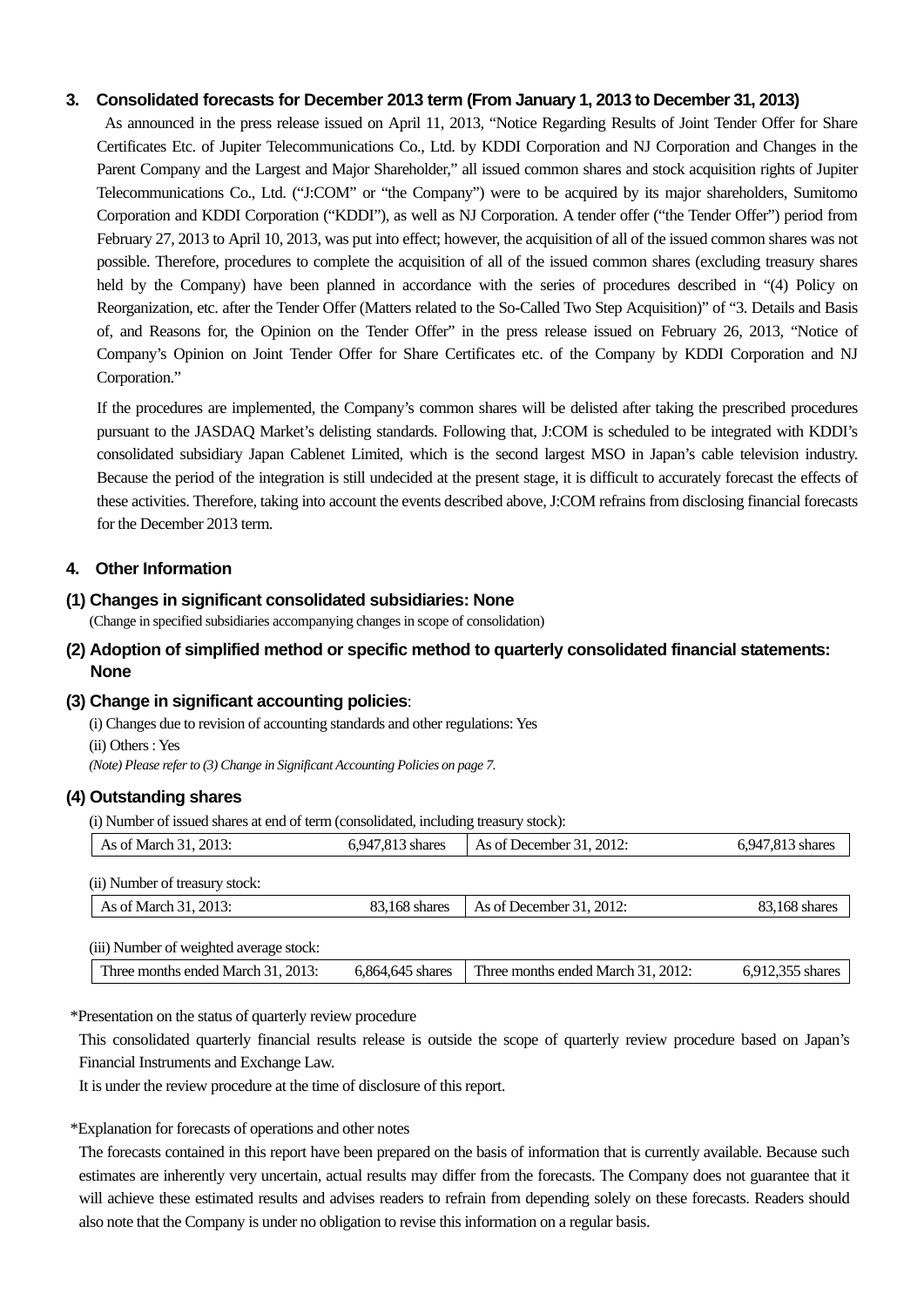## 3. Consolidated forecasts for December 2013 term (From January 1, 2013 to December 31, 2013)

As announced in the press release issued on April 11, 2013, "Notice Regarding Results of Joint Tender Offer for Share Certificates Etc. of Jupiter Telecommunications Co., Ltd. by KDDI Corporation and NJ Corporation and Changes in the Parent Company and the Largest and Major Shareholder," all issued common shares and stock acquisition rights of Jupiter Telecommunications Co., Ltd. ("J:COM" or "the Company") were to be acquired by its major shareholders, Sumitomo Corporation and KDDI Corporation ("KDDI"), as well as NJ Corporation. A tender offer ("the Tender Offer") period from February 27, 2013 to April 10, 2013, was put into effect; however, the acquisition of all of the issued common shares was not possible. Therefore, procedures to complete the acquisition of all of the issued common shares (excluding treasury shares held by the Company) have been planned in accordance with the series of procedures described in "(4) Policy on Reorganization, etc. after the Tender Offer (Matters related to the So-Called Two Step Acquisition)" of "3. Details and Basis of, and Reasons for, the Opinion on the Tender Offer" in the press release issued on February 26, 2013, "Notice of Company's Opinion on Joint Tender Offer for Share Certificates etc. of the Company by KDDI Corporation and NJ Corporation."

If the procedures are implemented, the Company's common shares will be delisted after taking the prescribed procedures pursuant to the JASDAQ Market's delisting standards. Following that, J:COM is scheduled to be integrated with KDDI's consolidated subsidiary Japan Cablenet Limited, which is the second largest MSO in Japan's cable television industry. Because the period of the integration is still undecided at the present stage, it is difficult to accurately forecast the effects of these activities. Therefore, taking into account the events described above, J:COM refrains from disclosing financial forecasts for the December 2013 term.

## 4. Other Information

### (1) Changes in significant consolidated subsidiaries: None

(Change in specified subsidiaries accompanying changes in scope of consolidation)

### (2) Adoption of simplified method or specific method to quarterly consolidated financial statements: None

### (3) Change in significant accounting policies:

(i) Changes due to revision of accounting standards and other regulations: Yes

(ii) Others : Yes

*(Note) Please refer to (3) Change in Significant Accounting Policies on page 7.*

### (4) Outstanding shares

(i) Number of issued shares at end of term (consolidated, including treasury stock):

| As of March 31, 2013: | 6,947,813 shares | As of December 31, 2012: | 6,947,813 shares |
|---|---|---|---|

(ii) Number of treasury stock:

| As of March 31, 2013: | 83,168 shares | As of December 31, 2012: | 83,168 shares |
|---|---|---|---|

(iii) Number of weighted average stock:

| Three months ended March 31, 2013: | 6,864,645 shares | Three months ended March 31, 2012: | 6,912,355 shares |
|---|---|---|---|

*Presentation on the status of quarterly review procedure

This consolidated quarterly financial results release is outside the scope of quarterly review procedure based on Japan's Financial Instruments and Exchange Law.

It is under the review procedure at the time of disclosure of this report.

*Explanation for forecasts of operations and other notes

The forecasts contained in this report have been prepared on the basis of information that is currently available. Because such estimates are inherently very uncertain, actual results may differ from the forecasts. The Company does not guarantee that it will achieve these estimated results and advises readers to refrain from depending solely on these forecasts. Readers should also note that the Company is under no obligation to revise this information on a regular basis.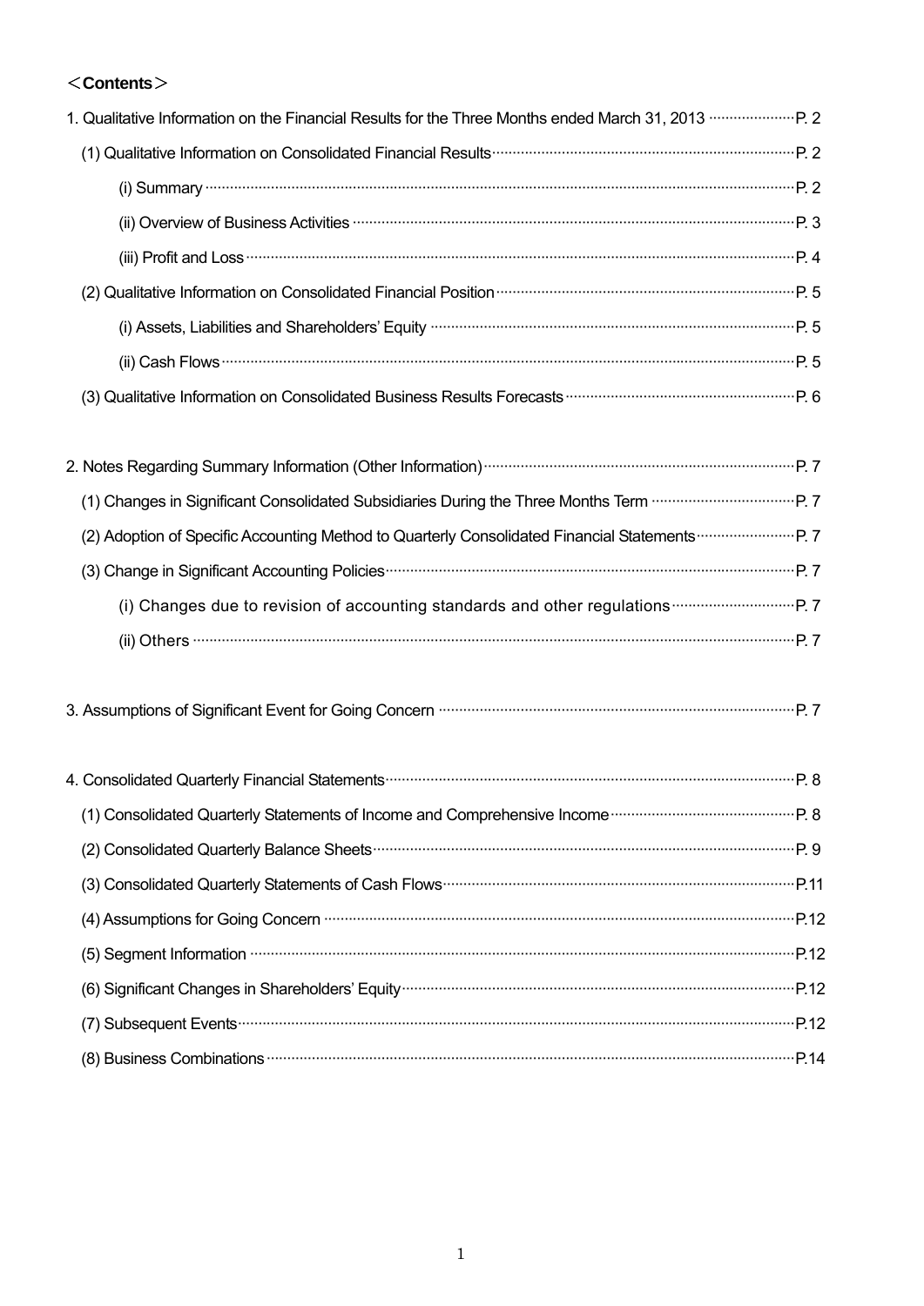# ＜Contents＞

1. Qualitative Information on the Financial Results for the Three Months ended March 31, 2013 ····················· P. 2
   - (1) Qualitative Information on Consolidated Financial Results ····· P. 2
     - (i) Summary ····· P. 2
     - (ii) Overview of Business Activities ····· P. 3
     - (iii) Profit and Loss ····· P. 4
   - (2) Qualitative Information on Consolidated Financial Position ····· P. 5
     - (i) Assets, Liabilities and Shareholders' Equity ····· P. 5
     - (ii) Cash Flows ····· P. 5
   - (3) Qualitative Information on Consolidated Business Results Forecasts ····· P. 6

2. Notes Regarding Summary Information (Other Information) ····· P. 7
   - (1) Changes in Significant Consolidated Subsidiaries During the Three Months Term ····· P. 7
   - (2) Adoption of Specific Accounting Method to Quarterly Consolidated Financial Statements ····· P. 7
   - (3) Change in Significant Accounting Policies ····· P. 7
     - (i) Changes due to revision of accounting standards and other regulations ····· P. 7
     - (ii) Others ····· P. 7

3. Assumptions of Significant Event for Going Concern ····· P. 7

4. Consolidated Quarterly Financial Statements ····· P. 8
   - (1) Consolidated Quarterly Statements of Income and Comprehensive Income ····· P. 8
   - (2) Consolidated Quarterly Balance Sheets ····· P. 9
   - (3) Consolidated Quarterly Statements of Cash Flows ····· P.11
   - (4) Assumptions for Going Concern ····· P.12
   - (5) Segment Information ····· P.12
   - (6) Significant Changes in Shareholders' Equity ····· P.12
   - (7) Subsequent Events ····· P.12
   - (8) Business Combinations ····· P.14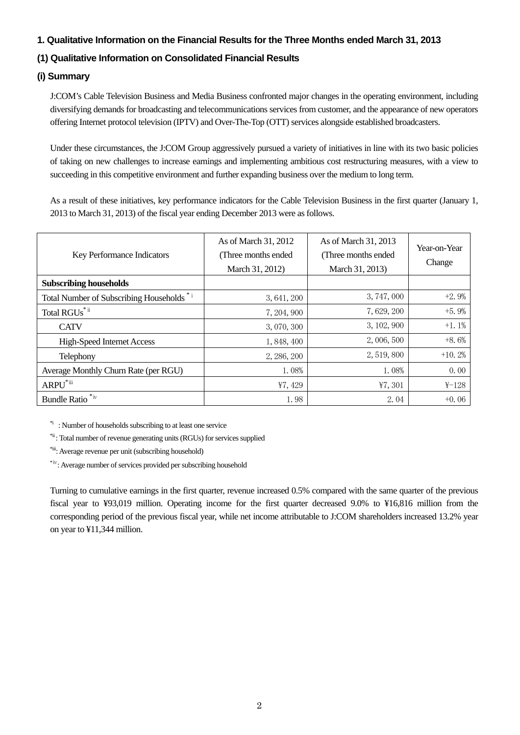### 1. Qualitative Information on the Financial Results for the Three Months ended March 31, 2013

### (1) Qualitative Information on Consolidated Financial Results

### (i) Summary

J:COM's Cable Television Business and Media Business confronted major changes in the operating environment, including diversifying demands for broadcasting and telecommunications services from customer, and the appearance of new operators offering Internet protocol television (IPTV) and Over-The-Top (OTT) services alongside established broadcasters.

Under these circumstances, the J:COM Group aggressively pursued a variety of initiatives in line with its two basic policies of taking on new challenges to increase earnings and implementing ambitious cost restructuring measures, with a view to succeeding in this competitive environment and further expanding business over the medium to long term.

As a result of these initiatives, key performance indicators for the Cable Television Business in the first quarter (January 1, 2013 to March 31, 2013) of the fiscal year ending December 2013 were as follows.

| Key Performance Indicators | As of March 31, 2012 (Three months ended March 31, 2012) | As of March 31, 2013 (Three months ended March 31, 2013) | Year-on-Year Change |
|---|---|---|---|
| **Subscribing households** | | | |
| Total Number of Subscribing Households [*i] | 3, 641, 200 | 3, 747, 000 | +2. 9% |
| Total RGUs [*ii] | 7, 204, 900 | 7, 629, 200 | +5. 9% |
| CATV | 3, 070, 300 | 3, 102, 900 | +1. 1% |
| High-Speed Internet Access | 1, 848, 400 | 2, 006, 500 | +8. 6% |
| Telephony | 2, 286, 200 | 2, 519, 800 | +10. 2% |
| Average Monthly Churn Rate (per RGU) | 1. 08% | 1. 08% | 0. 00 |
| ARPU [*iii] | ¥7, 429 | ¥7, 301 | ¥-128 |
| Bundle Ratio [*iv] | 1. 98 | 2. 04 | +0. 06 |

[*i] : Number of households subscribing to at least one service

[*ii] : Total number of revenue generating units (RGUs) for services supplied

[*iii]: Average revenue per unit (subscribing household)

[*iv]: Average number of services provided per subscribing household

Turning to cumulative earnings in the first quarter, revenue increased 0.5% compared with the same quarter of the previous fiscal year to ¥93,019 million. Operating income for the first quarter decreased 9.0% to ¥16,816 million from the corresponding period of the previous fiscal year, while net income attributable to J:COM shareholders increased 13.2% year on year to ¥11,344 million.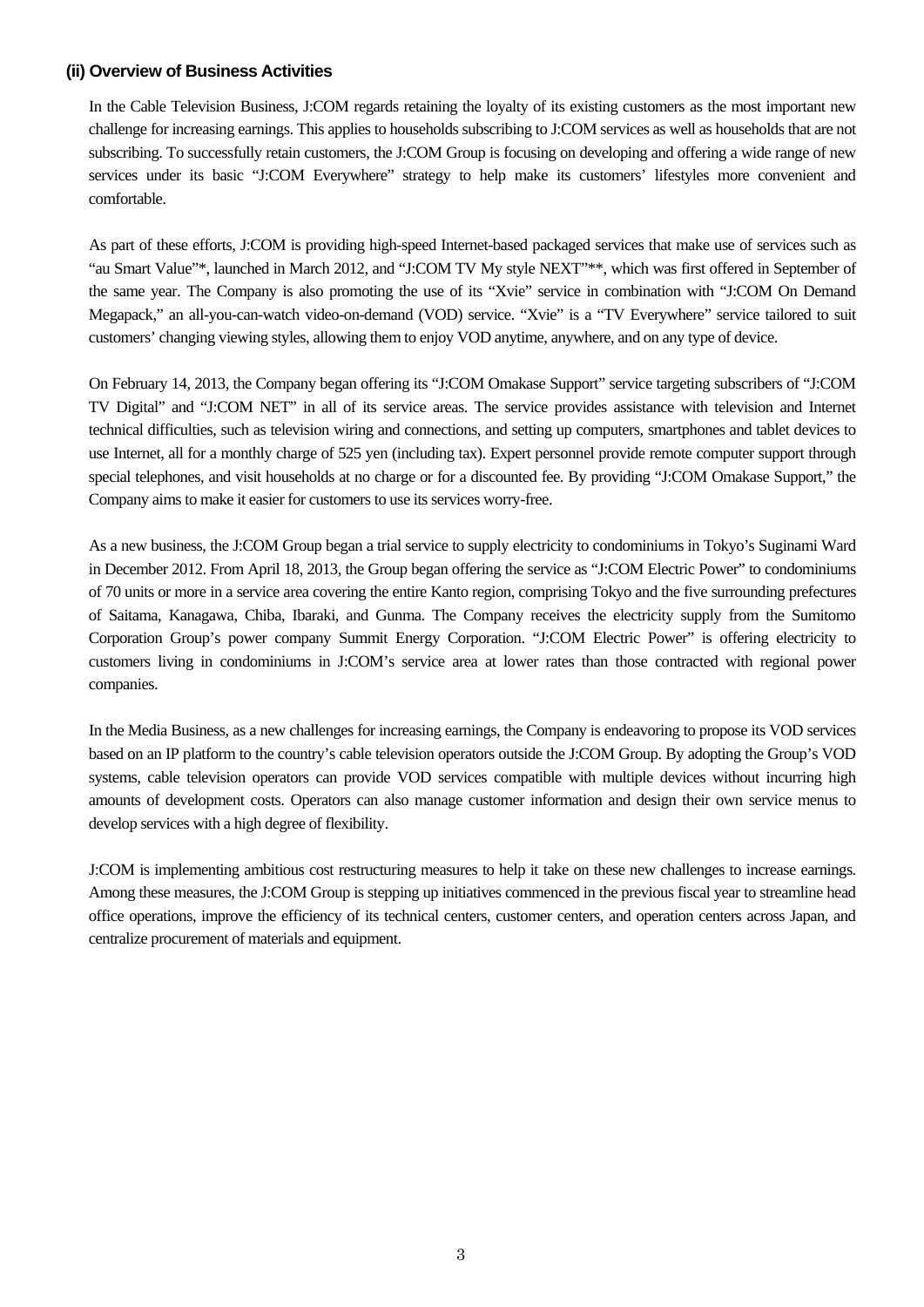### (ii) Overview of Business Activities

In the Cable Television Business, J:COM regards retaining the loyalty of its existing customers as the most important new challenge for increasing earnings. This applies to households subscribing to J:COM services as well as households that are not subscribing. To successfully retain customers, the J:COM Group is focusing on developing and offering a wide range of new services under its basic "J:COM Everywhere" strategy to help make its customers' lifestyles more convenient and comfortable.

As part of these efforts, J:COM is providing high-speed Internet-based packaged services that make use of services such as "au Smart Value"*, launched in March 2012, and "J:COM TV My style NEXT"**, which was first offered in September of the same year. The Company is also promoting the use of its "Xvie" service in combination with "J:COM On Demand Megapack," an all-you-can-watch video-on-demand (VOD) service. "Xvie" is a "TV Everywhere" service tailored to suit customers' changing viewing styles, allowing them to enjoy VOD anytime, anywhere, and on any type of device.

On February 14, 2013, the Company began offering its "J:COM Omakase Support" service targeting subscribers of "J:COM TV Digital" and "J:COM NET" in all of its service areas. The service provides assistance with television and Internet technical difficulties, such as television wiring and connections, and setting up computers, smartphones and tablet devices to use Internet, all for a monthly charge of 525 yen (including tax). Expert personnel provide remote computer support through special telephones, and visit households at no charge or for a discounted fee. By providing "J:COM Omakase Support," the Company aims to make it easier for customers to use its services worry-free.

As a new business, the J:COM Group began a trial service to supply electricity to condominiums in Tokyo's Suginami Ward in December 2012. From April 18, 2013, the Group began offering the service as "J:COM Electric Power" to condominiums of 70 units or more in a service area covering the entire Kanto region, comprising Tokyo and the five surrounding prefectures of Saitama, Kanagawa, Chiba, Ibaraki, and Gunma. The Company receives the electricity supply from the Sumitomo Corporation Group's power company Summit Energy Corporation. "J:COM Electric Power" is offering electricity to customers living in condominiums in J:COM's service area at lower rates than those contracted with regional power companies.

In the Media Business, as a new challenges for increasing earnings, the Company is endeavoring to propose its VOD services based on an IP platform to the country's cable television operators outside the J:COM Group. By adopting the Group's VOD systems, cable television operators can provide VOD services compatible with multiple devices without incurring high amounts of development costs. Operators can also manage customer information and design their own service menus to develop services with a high degree of flexibility.

J:COM is implementing ambitious cost restructuring measures to help it take on these new challenges to increase earnings. Among these measures, the J:COM Group is stepping up initiatives commenced in the previous fiscal year to streamline head office operations, improve the efficiency of its technical centers, customer centers, and operation centers across Japan, and centralize procurement of materials and equipment.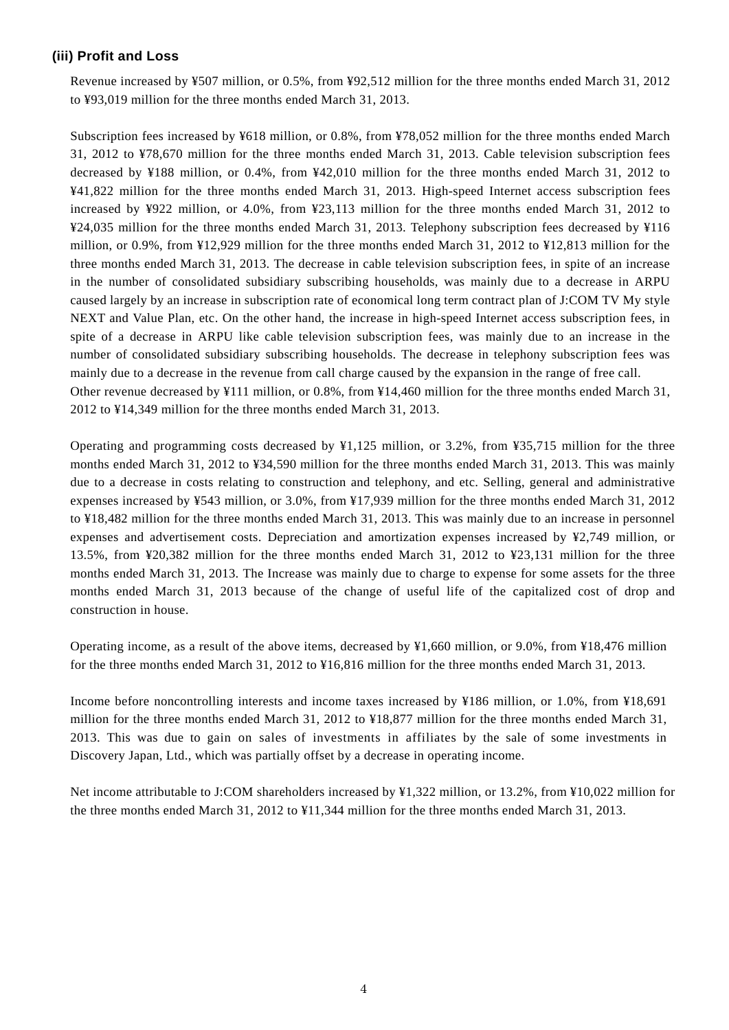### (iii) Profit and Loss

Revenue increased by ¥507 million, or 0.5%, from ¥92,512 million for the three months ended March 31, 2012 to ¥93,019 million for the three months ended March 31, 2013.

Subscription fees increased by ¥618 million, or 0.8%, from ¥78,052 million for the three months ended March 31, 2012 to ¥78,670 million for the three months ended March 31, 2013. Cable television subscription fees decreased by ¥188 million, or 0.4%, from ¥42,010 million for the three months ended March 31, 2012 to ¥41,822 million for the three months ended March 31, 2013. High-speed Internet access subscription fees increased by ¥922 million, or 4.0%, from ¥23,113 million for the three months ended March 31, 2012 to ¥24,035 million for the three months ended March 31, 2013. Telephony subscription fees decreased by ¥116 million, or 0.9%, from ¥12,929 million for the three months ended March 31, 2012 to ¥12,813 million for the three months ended March 31, 2013. The decrease in cable television subscription fees, in spite of an increase in the number of consolidated subsidiary subscribing households, was mainly due to a decrease in ARPU caused largely by an increase in subscription rate of economical long term contract plan of J:COM TV My style NEXT and Value Plan, etc. On the other hand, the increase in high-speed Internet access subscription fees, in spite of a decrease in ARPU like cable television subscription fees, was mainly due to an increase in the number of consolidated subsidiary subscribing households. The decrease in telephony subscription fees was mainly due to a decrease in the revenue from call charge caused by the expansion in the range of free call.
Other revenue decreased by ¥111 million, or 0.8%, from ¥14,460 million for the three months ended March 31, 2012 to ¥14,349 million for the three months ended March 31, 2013.

Operating and programming costs decreased by ¥1,125 million, or 3.2%, from ¥35,715 million for the three months ended March 31, 2012 to ¥34,590 million for the three months ended March 31, 2013. This was mainly due to a decrease in costs relating to construction and telephony, and etc. Selling, general and administrative expenses increased by ¥543 million, or 3.0%, from ¥17,939 million for the three months ended March 31, 2012 to ¥18,482 million for the three months ended March 31, 2013. This was mainly due to an increase in personnel expenses and advertisement costs. Depreciation and amortization expenses increased by ¥2,749 million, or 13.5%, from ¥20,382 million for the three months ended March 31, 2012 to ¥23,131 million for the three months ended March 31, 2013. The Increase was mainly due to charge to expense for some assets for the three months ended March 31, 2013 because of the change of useful life of the capitalized cost of drop and construction in house.

Operating income, as a result of the above items, decreased by ¥1,660 million, or 9.0%, from ¥18,476 million for the three months ended March 31, 2012 to ¥16,816 million for the three months ended March 31, 2013.

Income before noncontrolling interests and income taxes increased by ¥186 million, or 1.0%, from ¥18,691 million for the three months ended March 31, 2012 to ¥18,877 million for the three months ended March 31, 2013. This was due to gain on sales of investments in affiliates by the sale of some investments in Discovery Japan, Ltd., which was partially offset by a decrease in operating income.

Net income attributable to J:COM shareholders increased by ¥1,322 million, or 13.2%, from ¥10,022 million for the three months ended March 31, 2012 to ¥11,344 million for the three months ended March 31, 2013.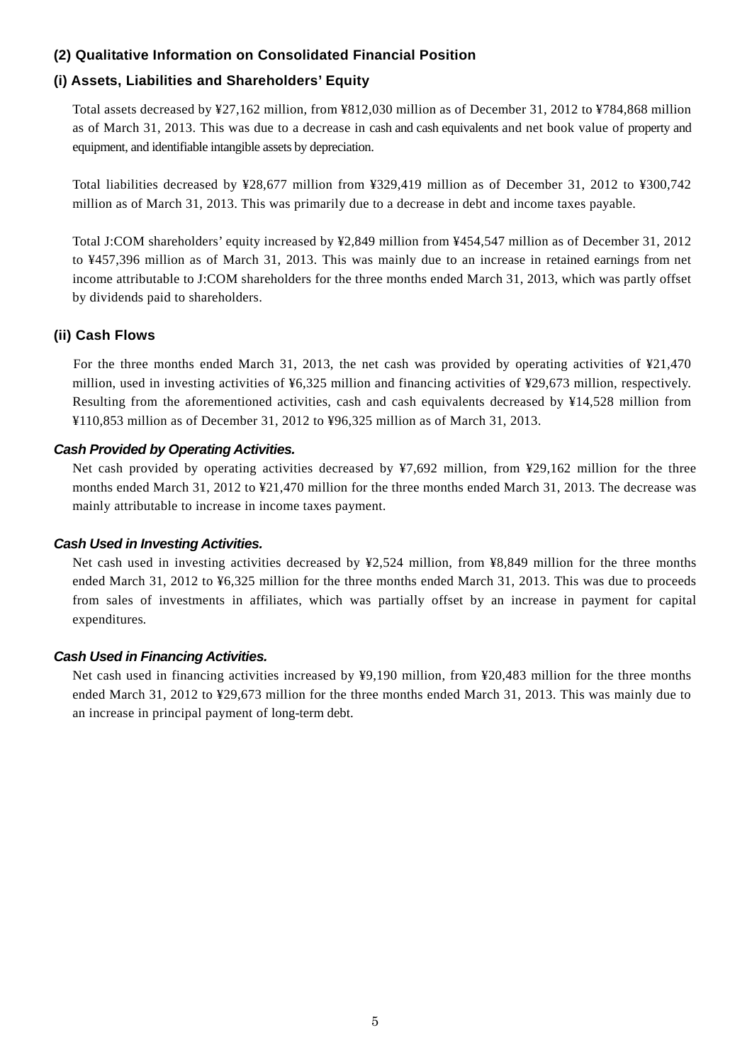## (2) Qualitative Information on Consolidated Financial Position

### (i) Assets, Liabilities and Shareholders' Equity

Total assets decreased by ¥27,162 million, from ¥812,030 million as of December 31, 2012 to ¥784,868 million as of March 31, 2013. This was due to a decrease in cash and cash equivalents and net book value of property and equipment, and identifiable intangible assets by depreciation.

Total liabilities decreased by ¥28,677 million from ¥329,419 million as of December 31, 2012 to ¥300,742 million as of March 31, 2013. This was primarily due to a decrease in debt and income taxes payable.

Total J:COM shareholders' equity increased by ¥2,849 million from ¥454,547 million as of December 31, 2012 to ¥457,396 million as of March 31, 2013. This was mainly due to an increase in retained earnings from net income attributable to J:COM shareholders for the three months ended March 31, 2013, which was partly offset by dividends paid to shareholders.

### (ii) Cash Flows

For the three months ended March 31, 2013, the net cash was provided by operating activities of ¥21,470 million, used in investing activities of ¥6,325 million and financing activities of ¥29,673 million, respectively. Resulting from the aforementioned activities, cash and cash equivalents decreased by ¥14,528 million from ¥110,853 million as of December 31, 2012 to ¥96,325 million as of March 31, 2013.

#### *Cash Provided by Operating Activities.*

Net cash provided by operating activities decreased by ¥7,692 million, from ¥29,162 million for the three months ended March 31, 2012 to ¥21,470 million for the three months ended March 31, 2013. The decrease was mainly attributable to increase in income taxes payment.

#### *Cash Used in Investing Activities.*

Net cash used in investing activities decreased by ¥2,524 million, from ¥8,849 million for the three months ended March 31, 2012 to ¥6,325 million for the three months ended March 31, 2013. This was due to proceeds from sales of investments in affiliates, which was partially offset by an increase in payment for capital expenditures.

#### *Cash Used in Financing Activities.*

Net cash used in financing activities increased by ¥9,190 million, from ¥20,483 million for the three months ended March 31, 2012 to ¥29,673 million for the three months ended March 31, 2013. This was mainly due to an increase in principal payment of long-term debt.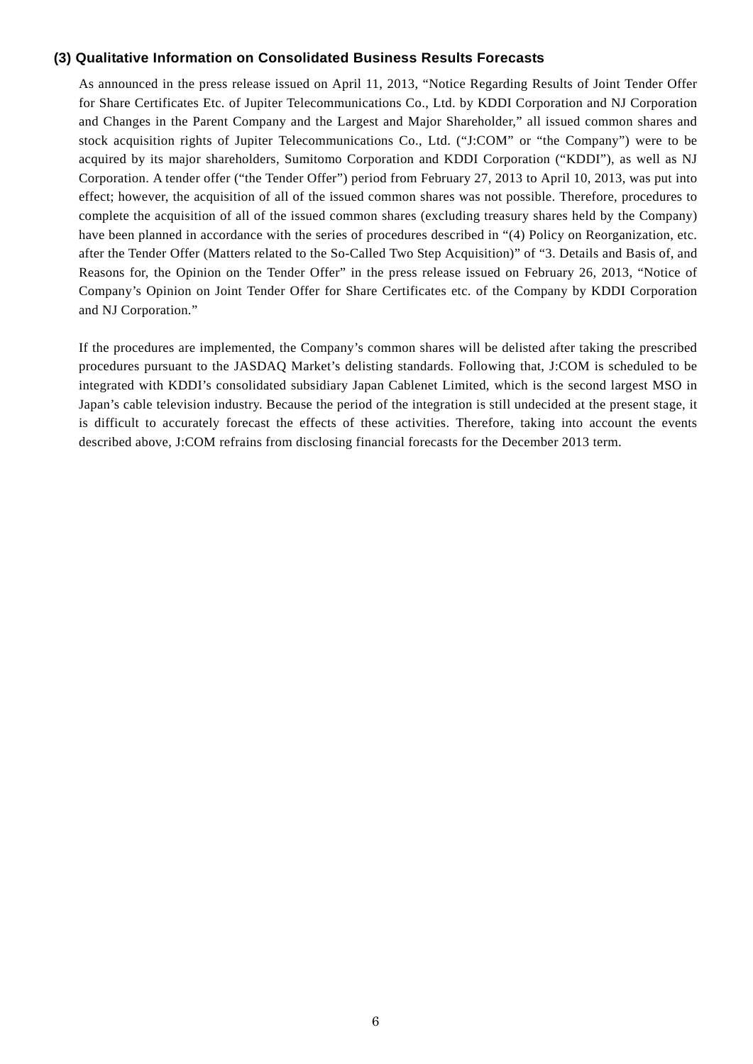### (3) Qualitative Information on Consolidated Business Results Forecasts

As announced in the press release issued on April 11, 2013, "Notice Regarding Results of Joint Tender Offer for Share Certificates Etc. of Jupiter Telecommunications Co., Ltd. by KDDI Corporation and NJ Corporation and Changes in the Parent Company and the Largest and Major Shareholder," all issued common shares and stock acquisition rights of Jupiter Telecommunications Co., Ltd. ("J:COM" or "the Company") were to be acquired by its major shareholders, Sumitomo Corporation and KDDI Corporation ("KDDI"), as well as NJ Corporation. A tender offer ("the Tender Offer") period from February 27, 2013 to April 10, 2013, was put into effect; however, the acquisition of all of the issued common shares was not possible. Therefore, procedures to complete the acquisition of all of the issued common shares (excluding treasury shares held by the Company) have been planned in accordance with the series of procedures described in "(4) Policy on Reorganization, etc. after the Tender Offer (Matters related to the So-Called Two Step Acquisition)" of "3. Details and Basis of, and Reasons for, the Opinion on the Tender Offer" in the press release issued on February 26, 2013, "Notice of Company's Opinion on Joint Tender Offer for Share Certificates etc. of the Company by KDDI Corporation and NJ Corporation."

If the procedures are implemented, the Company's common shares will be delisted after taking the prescribed procedures pursuant to the JASDAQ Market's delisting standards. Following that, J:COM is scheduled to be integrated with KDDI's consolidated subsidiary Japan Cablenet Limited, which is the second largest MSO in Japan's cable television industry. Because the period of the integration is still undecided at the present stage, it is difficult to accurately forecast the effects of these activities. Therefore, taking into account the events described above, J:COM refrains from disclosing financial forecasts for the December 2013 term.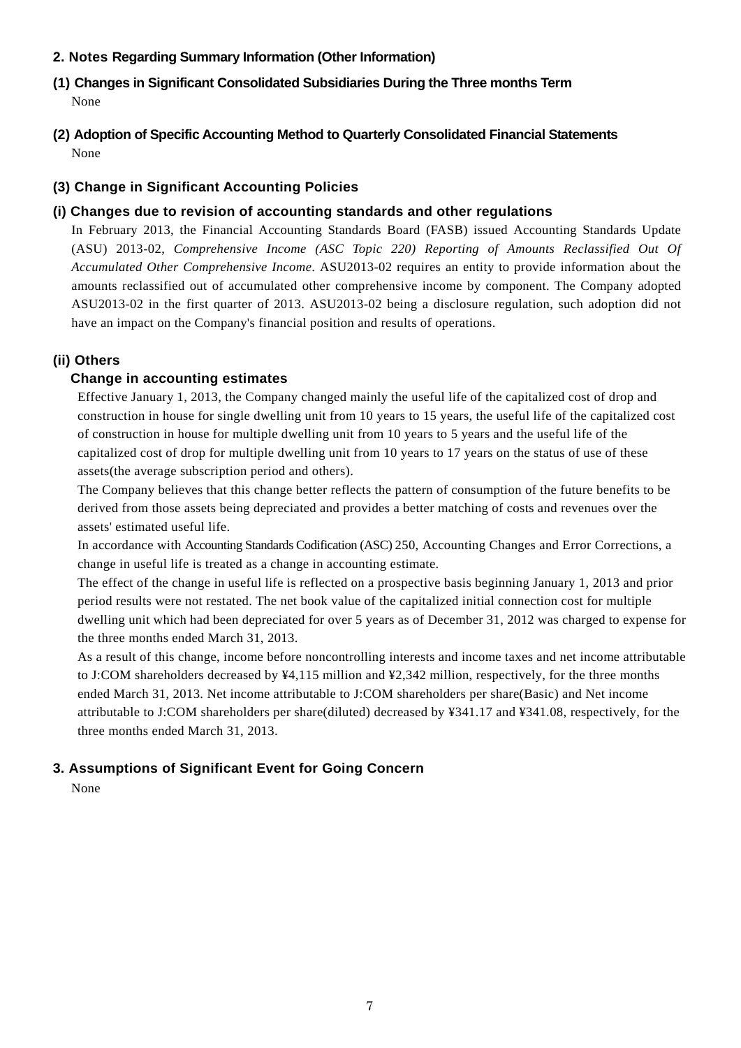## 2. Notes Regarding Summary Information (Other Information)

### (1) Changes in Significant Consolidated Subsidiaries During the Three months Term

None

### (2) Adoption of Specific Accounting Method to Quarterly Consolidated Financial Statements

None

### (3) Change in Significant Accounting Policies

#### (i) Changes due to revision of accounting standards and other regulations

In February 2013, the Financial Accounting Standards Board (FASB) issued Accounting Standards Update (ASU) 2013-02, *Comprehensive Income (ASC Topic 220) Reporting of Amounts Reclassified Out Of Accumulated Other Comprehensive Income*. ASU2013-02 requires an entity to provide information about the amounts reclassified out of accumulated other comprehensive income by component. The Company adopted ASU2013-02 in the first quarter of 2013. ASU2013-02 being a disclosure regulation, such adoption did not have an impact on the Company's financial position and results of operations.

#### (ii) Others

**Change in accounting estimates**

Effective January 1, 2013, the Company changed mainly the useful life of the capitalized cost of drop and construction in house for single dwelling unit from 10 years to 15 years, the useful life of the capitalized cost of construction in house for multiple dwelling unit from 10 years to 5 years and the useful life of the capitalized cost of drop for multiple dwelling unit from 10 years to 17 years on the status of use of these assets(the average subscription period and others).

The Company believes that this change better reflects the pattern of consumption of the future benefits to be derived from those assets being depreciated and provides a better matching of costs and revenues over the assets' estimated useful life.

In accordance with Accounting Standards Codification (ASC) 250, Accounting Changes and Error Corrections, a change in useful life is treated as a change in accounting estimate.

The effect of the change in useful life is reflected on a prospective basis beginning January 1, 2013 and prior period results were not restated. The net book value of the capitalized initial connection cost for multiple dwelling unit which had been depreciated for over 5 years as of December 31, 2012 was charged to expense for the three months ended March 31, 2013.

As a result of this change, income before noncontrolling interests and income taxes and net income attributable to J:COM shareholders decreased by ¥4,115 million and ¥2,342 million, respectively, for the three months ended March 31, 2013. Net income attributable to J:COM shareholders per share(Basic) and Net income attributable to J:COM shareholders per share(diluted) decreased by ¥341.17 and ¥341.08, respectively, for the three months ended March 31, 2013.

## 3. Assumptions of Significant Event for Going Concern

None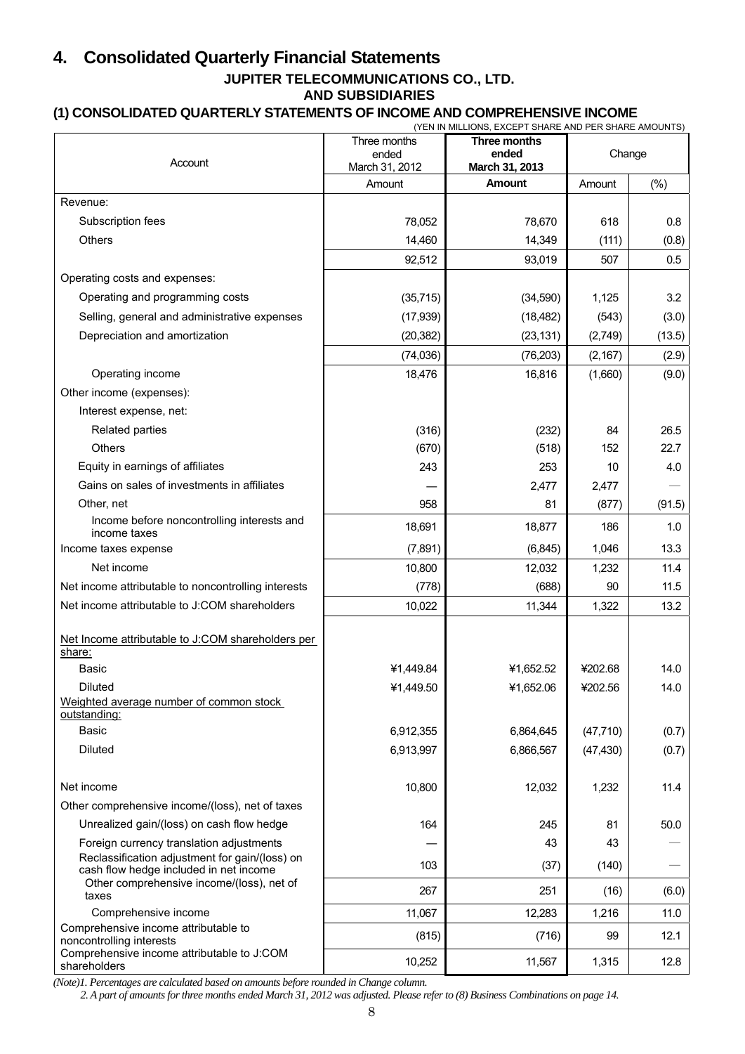## 4. Consolidated Quarterly Financial Statements

### JUPITER TELECOMMUNICATIONS CO., LTD. AND SUBSIDIARIES

### (1) CONSOLIDATED QUARTERLY STATEMENTS OF INCOME AND COMPREHENSIVE INCOME

(YEN IN MILLIONS, EXCEPT SHARE AND PER SHARE AMOUNTS)

| Account | Three months ended March 31, 2012 | **Three months ended March 31, 2013** | Change | |
|---|---|---|---|---|
| | Amount | **Amount** | Amount | (%) |
| Revenue: | | | | |
| Subscription fees | 78,052 | 78,670 | 618 | 0.8 |
| Others | 14,460 | 14,349 | (111) | (0.8) |
| | 92,512 | 93,019 | 507 | 0.5 |
| Operating costs and expenses: | | | | |
| Operating and programming costs | (35,715) | (34,590) | 1,125 | 3.2 |
| Selling, general and administrative expenses | (17,939) | (18,482) | (543) | (3.0) |
| Depreciation and amortization | (20,382) | (23,131) | (2,749) | (13.5) |
| | (74,036) | (76,203) | (2,167) | (2.9) |
| Operating income | 18,476 | 16,816 | (1,660) | (9.0) |
| Other income (expenses): | | | | |
| Interest expense, net: | | | | |
| Related parties | (316) | (232) | 84 | 26.5 |
| Others | (670) | (518) | 152 | 22.7 |
| Equity in earnings of affiliates | 243 | 253 | 10 | 4.0 |
| Gains on sales of investments in affiliates | — | 2,477 | 2,477 | — |
| Other, net | 958 | 81 | (877) | (91.5) |
| Income before noncontrolling interests and income taxes | 18,691 | 18,877 | 186 | 1.0 |
| Income taxes expense | (7,891) | (6,845) | 1,046 | 13.3 |
| Net income | 10,800 | 12,032 | 1,232 | 11.4 |
| Net income attributable to noncontrolling interests | (778) | (688) | 90 | 11.5 |
| Net income attributable to J:COM shareholders | 10,022 | 11,344 | 1,322 | 13.2 |
| Net Income attributable to J:COM shareholders per share: | | | | |
| Basic | ¥1,449.84 | ¥1,652.52 | ¥202.68 | 14.0 |
| Diluted | ¥1,449.50 | ¥1,652.06 | ¥202.56 | 14.0 |
| Weighted average number of common stock outstanding: | | | | |
| Basic | 6,912,355 | 6,864,645 | (47,710) | (0.7) |
| Diluted | 6,913,997 | 6,866,567 | (47,430) | (0.7) |
| Net income | 10,800 | 12,032 | 1,232 | 11.4 |
| Other comprehensive income/(loss), net of taxes | | | | |
| Unrealized gain/(loss) on cash flow hedge | 164 | 245 | 81 | 50.0 |
| Foreign currency translation adjustments | — | 43 | 43 | — |
| Reclassification adjustment for gain/(loss) on cash flow hedge included in net income | 103 | (37) | (140) | — |
| Other comprehensive income/(loss), net of taxes | 267 | 251 | (16) | (6.0) |
| Comprehensive income | 11,067 | 12,283 | 1,216 | 11.0 |
| Comprehensive income attributable to noncontrolling interests | (815) | (716) | 99 | 12.1 |
| Comprehensive income attributable to J:COM shareholders | 10,252 | 11,567 | 1,315 | 12.8 |

*(Note)1. Percentages are calculated based on amounts before rounded in Change column.*

*2. A part of amounts for three months ended March 31, 2012 was adjusted. Please refer to (8) Business Combinations on page 14.*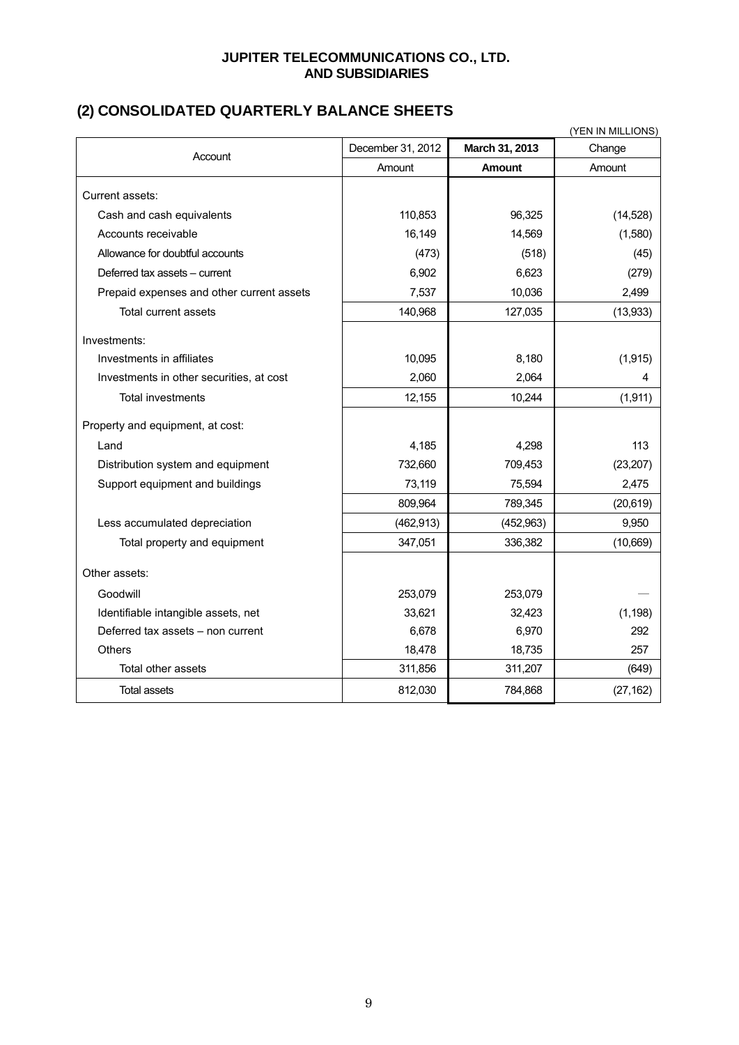**JUPITER TELECOMMUNICATIONS CO., LTD.**
**AND SUBSIDIARIES**

## (2) CONSOLIDATED QUARTERLY BALANCE SHEETS

(YEN IN MILLIONS)

| Account | December 31, 2012 | **March 31, 2013** | Change |
|---|---|---|---|
| | Amount | **Amount** | Amount |
| Current assets: | | | |
| Cash and cash equivalents | 110,853 | 96,325 | (14,528) |
| Accounts receivable | 16,149 | 14,569 | (1,580) |
| Allowance for doubtful accounts | (473) | (518) | (45) |
| Deferred tax assets – current | 6,902 | 6,623 | (279) |
| Prepaid expenses and other current assets | 7,537 | 10,036 | 2,499 |
| Total current assets | 140,968 | 127,035 | (13,933) |
| Investments: | | | |
| Investments in affiliates | 10,095 | 8,180 | (1,915) |
| Investments in other securities, at cost | 2,060 | 2,064 | 4 |
| Total investments | 12,155 | 10,244 | (1,911) |
| Property and equipment, at cost: | | | |
| Land | 4,185 | 4,298 | 113 |
| Distribution system and equipment | 732,660 | 709,453 | (23,207) |
| Support equipment and buildings | 73,119 | 75,594 | 2,475 |
| | 809,964 | 789,345 | (20,619) |
| Less accumulated depreciation | (462,913) | (452,963) | 9,950 |
| Total property and equipment | 347,051 | 336,382 | (10,669) |
| Other assets: | | | |
| Goodwill | 253,079 | 253,079 | — |
| Identifiable intangible assets, net | 33,621 | 32,423 | (1,198) |
| Deferred tax assets – non current | 6,678 | 6,970 | 292 |
| Others | 18,478 | 18,735 | 257 |
| Total other assets | 311,856 | 311,207 | (649) |
| Total assets | 812,030 | 784,868 | (27,162) |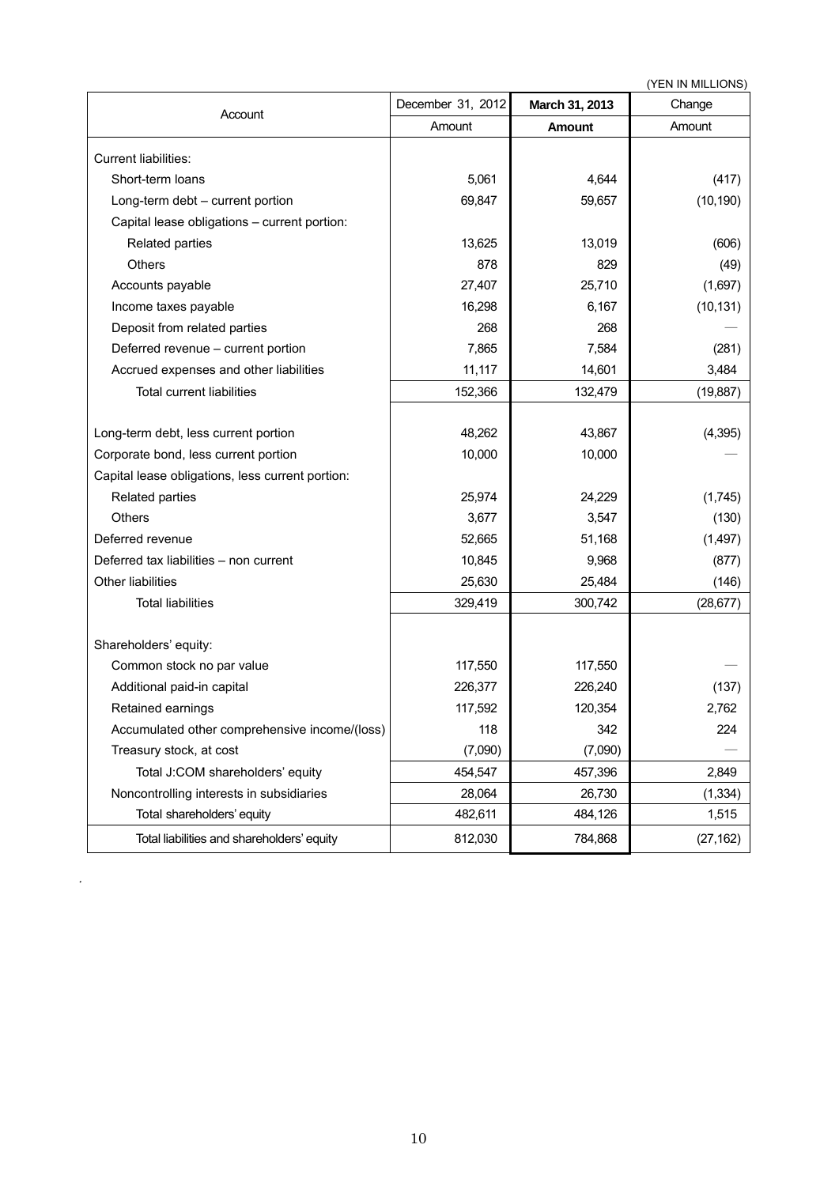(YEN IN MILLIONS)

| Account | December 31, 2012 | March 31, 2013 | Change |
|---|---|---|---|
| | Amount | **Amount** | Amount |
| Current liabilities: | | | |
| Short-term loans | 5,061 | 4,644 | (417) |
| Long-term debt – current portion | 69,847 | 59,657 | (10,190) |
| Capital lease obligations – current portion: | | | |
| Related parties | 13,625 | 13,019 | (606) |
| Others | 878 | 829 | (49) |
| Accounts payable | 27,407 | 25,710 | (1,697) |
| Income taxes payable | 16,298 | 6,167 | (10,131) |
| Deposit from related parties | 268 | 268 | — |
| Deferred revenue – current portion | 7,865 | 7,584 | (281) |
| Accrued expenses and other liabilities | 11,117 | 14,601 | 3,484 |
| Total current liabilities | 152,366 | 132,479 | (19,887) |
| Long-term debt, less current portion | 48,262 | 43,867 | (4,395) |
| Corporate bond, less current portion | 10,000 | 10,000 | — |
| Capital lease obligations, less current portion: | | | |
| Related parties | 25,974 | 24,229 | (1,745) |
| Others | 3,677 | 3,547 | (130) |
| Deferred revenue | 52,665 | 51,168 | (1,497) |
| Deferred tax liabilities – non current | 10,845 | 9,968 | (877) |
| Other liabilities | 25,630 | 25,484 | (146) |
| Total liabilities | 329,419 | 300,742 | (28,677) |
| Shareholders' equity: | | | |
| Common stock no par value | 117,550 | 117,550 | — |
| Additional paid-in capital | 226,377 | 226,240 | (137) |
| Retained earnings | 117,592 | 120,354 | 2,762 |
| Accumulated other comprehensive income/(loss) | 118 | 342 | 224 |
| Treasury stock, at cost | (7,090) | (7,090) | — |
| Total J:COM shareholders' equity | 454,547 | 457,396 | 2,849 |
| Noncontrolling interests in subsidiaries | 28,064 | 26,730 | (1,334) |
| Total shareholders' equity | 482,611 | 484,126 | 1,515 |
| Total liabilities and shareholders' equity | 812,030 | 784,868 | (27,162) |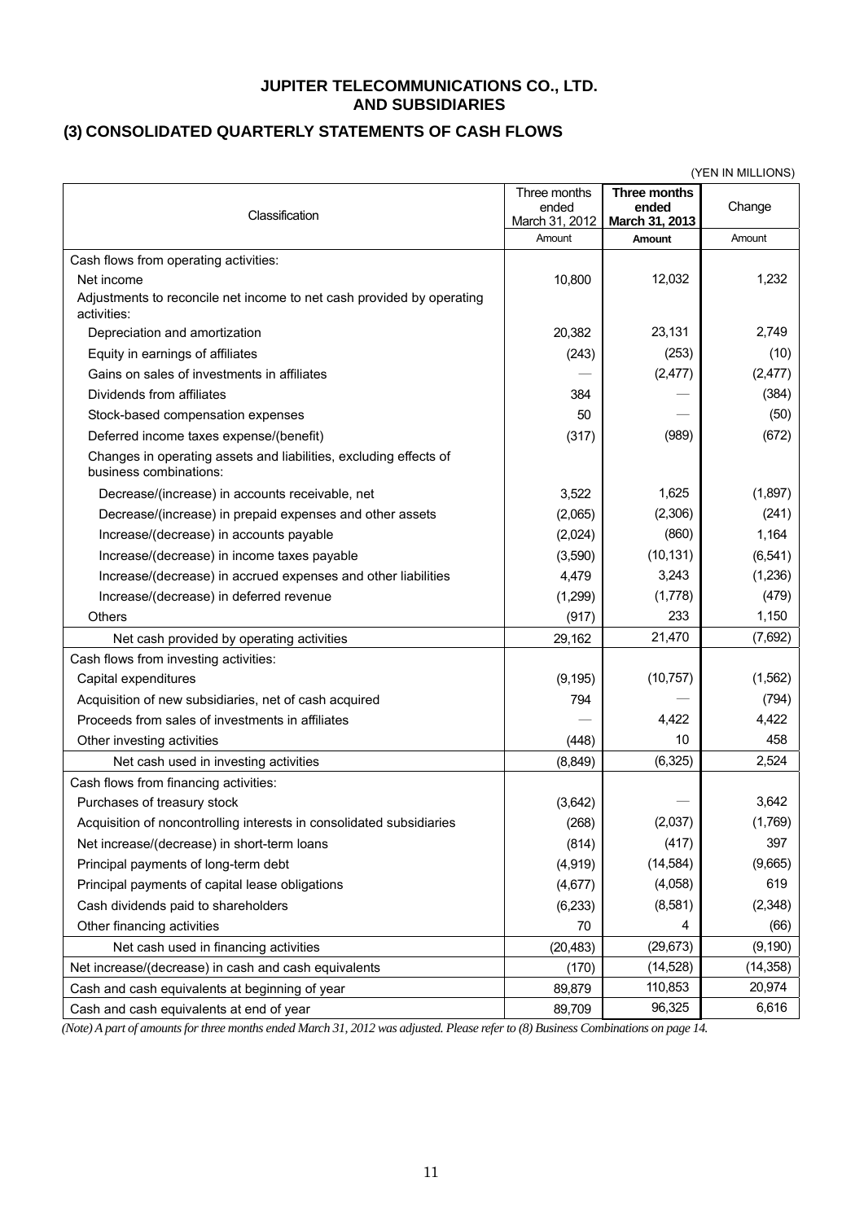# JUPITER TELECOMMUNICATIONS CO., LTD.
# AND SUBSIDIARIES

## (3) CONSOLIDATED QUARTERLY STATEMENTS OF CASH FLOWS

(YEN IN MILLIONS)

| Classification | Three months ended March 31, 2012 | **Three months ended March 31, 2013** | Change |
|---|---|---|---|
| | Amount | **Amount** | Amount |
| Cash flows from operating activities: | | | |
| Net income | 10,800 | 12,032 | 1,232 |
| Adjustments to reconcile net income to net cash provided by operating activities: | | | |
| Depreciation and amortization | 20,382 | 23,131 | 2,749 |
| Equity in earnings of affiliates | (243) | (253) | (10) |
| Gains on sales of investments in affiliates | — | (2,477) | (2,477) |
| Dividends from affiliates | 384 | — | (384) |
| Stock-based compensation expenses | 50 | — | (50) |
| Deferred income taxes expense/(benefit) | (317) | (989) | (672) |
| Changes in operating assets and liabilities, excluding effects of business combinations: | | | |
| Decrease/(increase) in accounts receivable, net | 3,522 | 1,625 | (1,897) |
| Decrease/(increase) in prepaid expenses and other assets | (2,065) | (2,306) | (241) |
| Increase/(decrease) in accounts payable | (2,024) | (860) | 1,164 |
| Increase/(decrease) in income taxes payable | (3,590) | (10,131) | (6,541) |
| Increase/(decrease) in accrued expenses and other liabilities | 4,479 | 3,243 | (1,236) |
| Increase/(decrease) in deferred revenue | (1,299) | (1,778) | (479) |
| Others | (917) | 233 | 1,150 |
| Net cash provided by operating activities | 29,162 | 21,470 | (7,692) |
| Cash flows from investing activities: | | | |
| Capital expenditures | (9,195) | (10,757) | (1,562) |
| Acquisition of new subsidiaries, net of cash acquired | 794 | — | (794) |
| Proceeds from sales of investments in affiliates | — | 4,422 | 4,422 |
| Other investing activities | (448) | 10 | 458 |
| Net cash used in investing activities | (8,849) | (6,325) | 2,524 |
| Cash flows from financing activities: | | | |
| Purchases of treasury stock | (3,642) | — | 3,642 |
| Acquisition of noncontrolling interests in consolidated subsidiaries | (268) | (2,037) | (1,769) |
| Net increase/(decrease) in short-term loans | (814) | (417) | 397 |
| Principal payments of long-term debt | (4,919) | (14,584) | (9,665) |
| Principal payments of capital lease obligations | (4,677) | (4,058) | 619 |
| Cash dividends paid to shareholders | (6,233) | (8,581) | (2,348) |
| Other financing activities | 70 | 4 | (66) |
| Net cash used in financing activities | (20,483) | (29,673) | (9,190) |
| Net increase/(decrease) in cash and cash equivalents | (170) | (14,528) | (14,358) |
| Cash and cash equivalents at beginning of year | 89,879 | 110,853 | 20,974 |
| Cash and cash equivalents at end of year | 89,709 | 96,325 | 6,616 |

*(Note) A part of amounts for three months ended March 31, 2012 was adjusted. Please refer to (8) Business Combinations on page 14.*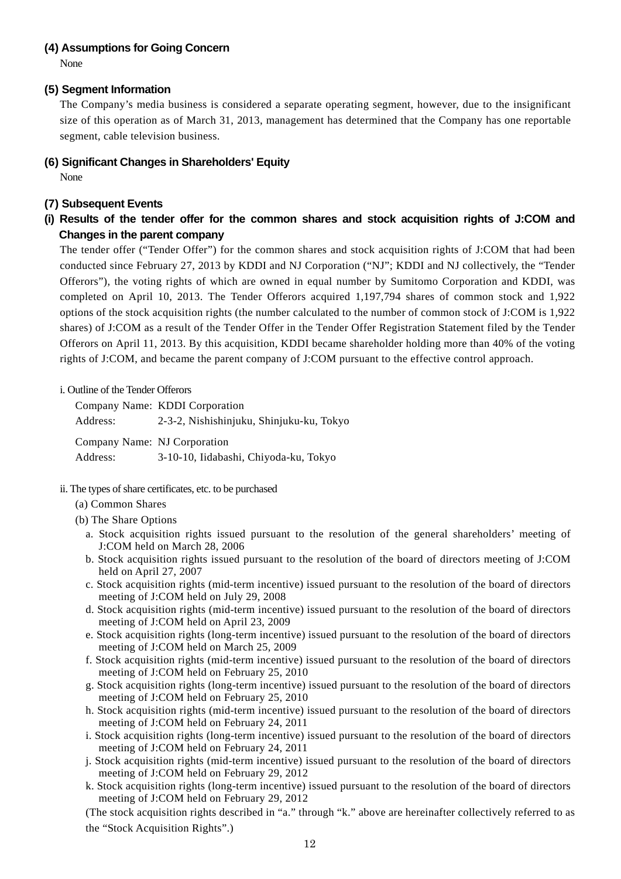### (4) Assumptions for Going Concern

None

### (5) Segment Information

The Company's media business is considered a separate operating segment, however, due to the insignificant size of this operation as of March 31, 2013, management has determined that the Company has one reportable segment, cable television business.

### (6) Significant Changes in Shareholders' Equity

None

### (7) Subsequent Events

#### (i) Results of the tender offer for the common shares and stock acquisition rights of J:COM and Changes in the parent company

The tender offer ("Tender Offer") for the common shares and stock acquisition rights of J:COM that had been conducted since February 27, 2013 by KDDI and NJ Corporation ("NJ"; KDDI and NJ collectively, the "Tender Offerors"), the voting rights of which are owned in equal number by Sumitomo Corporation and KDDI, was completed on April 10, 2013. The Tender Offerors acquired 1,197,794 shares of common stock and 1,922 options of the stock acquisition rights (the number calculated to the number of common stock of J:COM is 1,922 shares) of J:COM as a result of the Tender Offer in the Tender Offer Registration Statement filed by the Tender Offerors on April 11, 2013. By this acquisition, KDDI became shareholder holding more than 40% of the voting rights of J:COM, and became the parent company of J:COM pursuant to the effective control approach.

i. Outline of the Tender Offerors

Company Name: KDDI Corporation
Address: 2-3-2, Nishishinjuku, Shinjuku-ku, Tokyo

Company Name: NJ Corporation
Address: 3-10-10, Iidabashi, Chiyoda-ku, Tokyo

ii. The types of share certificates, etc. to be purchased

(a) Common Shares

(b) The Share Options

a. Stock acquisition rights issued pursuant to the resolution of the general shareholders' meeting of J:COM held on March 28, 2006
b. Stock acquisition rights issued pursuant to the resolution of the board of directors meeting of J:COM held on April 27, 2007
c. Stock acquisition rights (mid-term incentive) issued pursuant to the resolution of the board of directors meeting of J:COM held on July 29, 2008
d. Stock acquisition rights (mid-term incentive) issued pursuant to the resolution of the board of directors meeting of J:COM held on April 23, 2009
e. Stock acquisition rights (long-term incentive) issued pursuant to the resolution of the board of directors meeting of J:COM held on March 25, 2009
f. Stock acquisition rights (mid-term incentive) issued pursuant to the resolution of the board of directors meeting of J:COM held on February 25, 2010
g. Stock acquisition rights (long-term incentive) issued pursuant to the resolution of the board of directors meeting of J:COM held on February 25, 2010
h. Stock acquisition rights (mid-term incentive) issued pursuant to the resolution of the board of directors meeting of J:COM held on February 24, 2011
i. Stock acquisition rights (long-term incentive) issued pursuant to the resolution of the board of directors meeting of J:COM held on February 24, 2011
j. Stock acquisition rights (mid-term incentive) issued pursuant to the resolution of the board of directors meeting of J:COM held on February 29, 2012
k. Stock acquisition rights (long-term incentive) issued pursuant to the resolution of the board of directors meeting of J:COM held on February 29, 2012

(The stock acquisition rights described in "a." through "k." above are hereinafter collectively referred to as the "Stock Acquisition Rights".)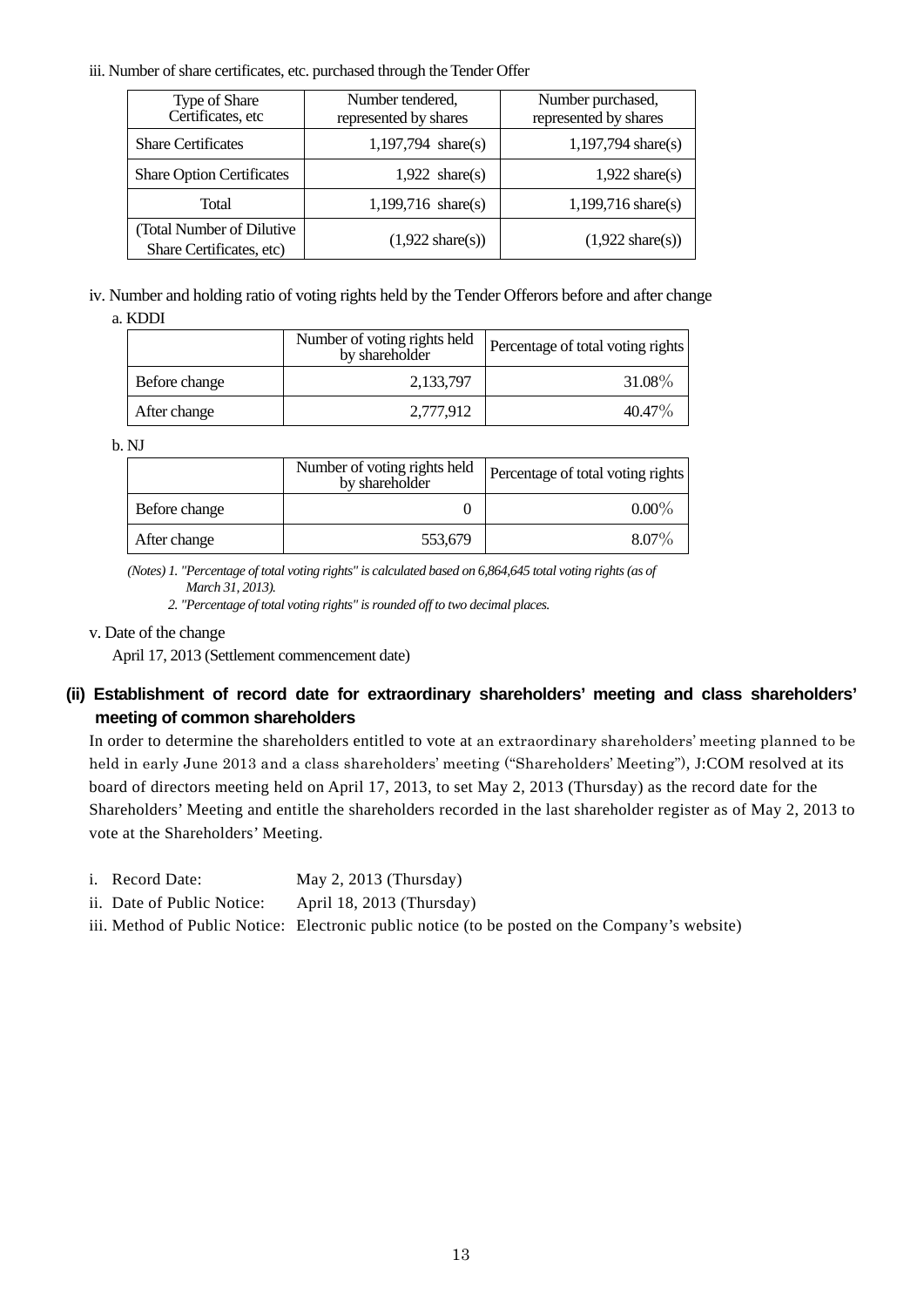iii. Number of share certificates, etc. purchased through the Tender Offer

| Type of Share Certificates, etc | Number tendered, represented by shares | Number purchased, represented by shares |
|---|---|---|
| Share Certificates | 1,197,794 share(s) | 1,197,794 share(s) |
| Share Option Certificates | 1,922 share(s) | 1,922 share(s) |
| Total | 1,199,716 share(s) | 1,199,716 share(s) |
| (Total Number of Dilutive Share Certificates, etc) | (1,922 share(s)) | (1,922 share(s)) |

iv. Number and holding ratio of voting rights held by the Tender Offerors before and after change

a. KDDI

| | Number of voting rights held by shareholder | Percentage of total voting rights |
|---|---|---|
| Before change | 2,133,797 | 31.08% |
| After change | 2,777,912 | 40.47% |

b. NJ

| | Number of voting rights held by shareholder | Percentage of total voting rights |
|---|---|---|
| Before change | 0 | 0.00% |
| After change | 553,679 | 8.07% |

*(Notes) 1. "Percentage of total voting rights" is calculated based on 6,864,645 total voting rights (as of March 31, 2013).*

*2. "Percentage of total voting rights" is rounded off to two decimal places.*

v. Date of the change

April 17, 2013 (Settlement commencement date)

### (ii) Establishment of record date for extraordinary shareholders' meeting and class shareholders' meeting of common shareholders

In order to determine the shareholders entitled to vote at an extraordinary shareholders' meeting planned to be held in early June 2013 and a class shareholders' meeting ("Shareholders' Meeting"), J:COM resolved at its board of directors meeting held on April 17, 2013, to set May 2, 2013 (Thursday) as the record date for the Shareholders' Meeting and entitle the shareholders recorded in the last shareholder register as of May 2, 2013 to vote at the Shareholders' Meeting.

i. Record Date: May 2, 2013 (Thursday)

ii. Date of Public Notice: April 18, 2013 (Thursday)

iii. Method of Public Notice: Electronic public notice (to be posted on the Company's website)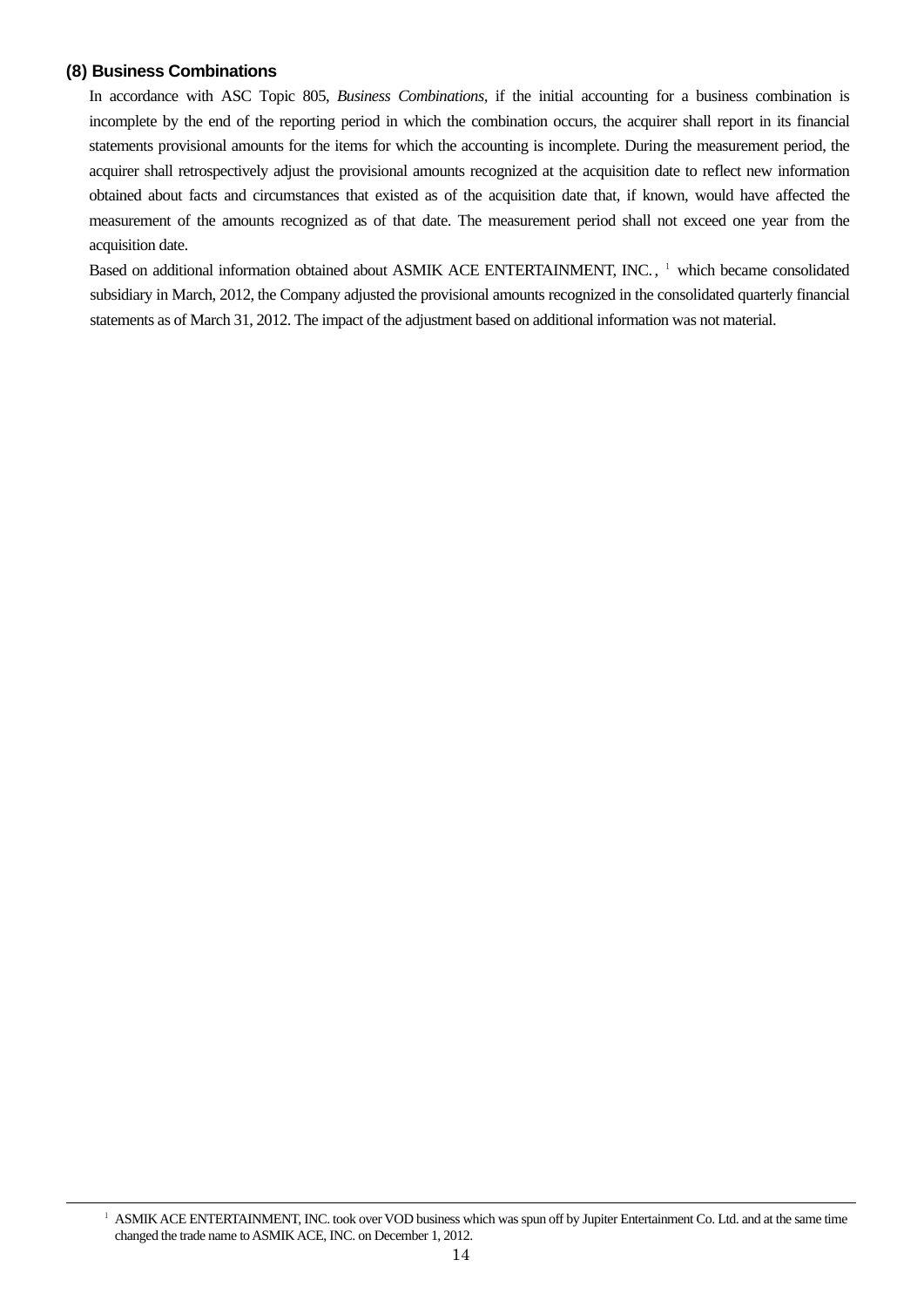### (8) Business Combinations

In accordance with ASC Topic 805, *Business Combinations*, if the initial accounting for a business combination is incomplete by the end of the reporting period in which the combination occurs, the acquirer shall report in its financial statements provisional amounts for the items for which the accounting is incomplete. During the measurement period, the acquirer shall retrospectively adjust the provisional amounts recognized at the acquisition date to reflect new information obtained about facts and circumstances that existed as of the acquisition date that, if known, would have affected the measurement of the amounts recognized as of that date. The measurement period shall not exceed one year from the acquisition date.

Based on additional information obtained about ASMIK ACE ENTERTAINMENT, INC.,[1] which became consolidated subsidiary in March, 2012, the Company adjusted the provisional amounts recognized in the consolidated quarterly financial statements as of March 31, 2012. The impact of the adjustment based on additional information was not material.

---

[1] ASMIK ACE ENTERTAINMENT, INC. took over VOD business which was spun off by Jupiter Entertainment Co. Ltd. and at the same time changed the trade name to ASMIK ACE, INC. on December 1, 2012.